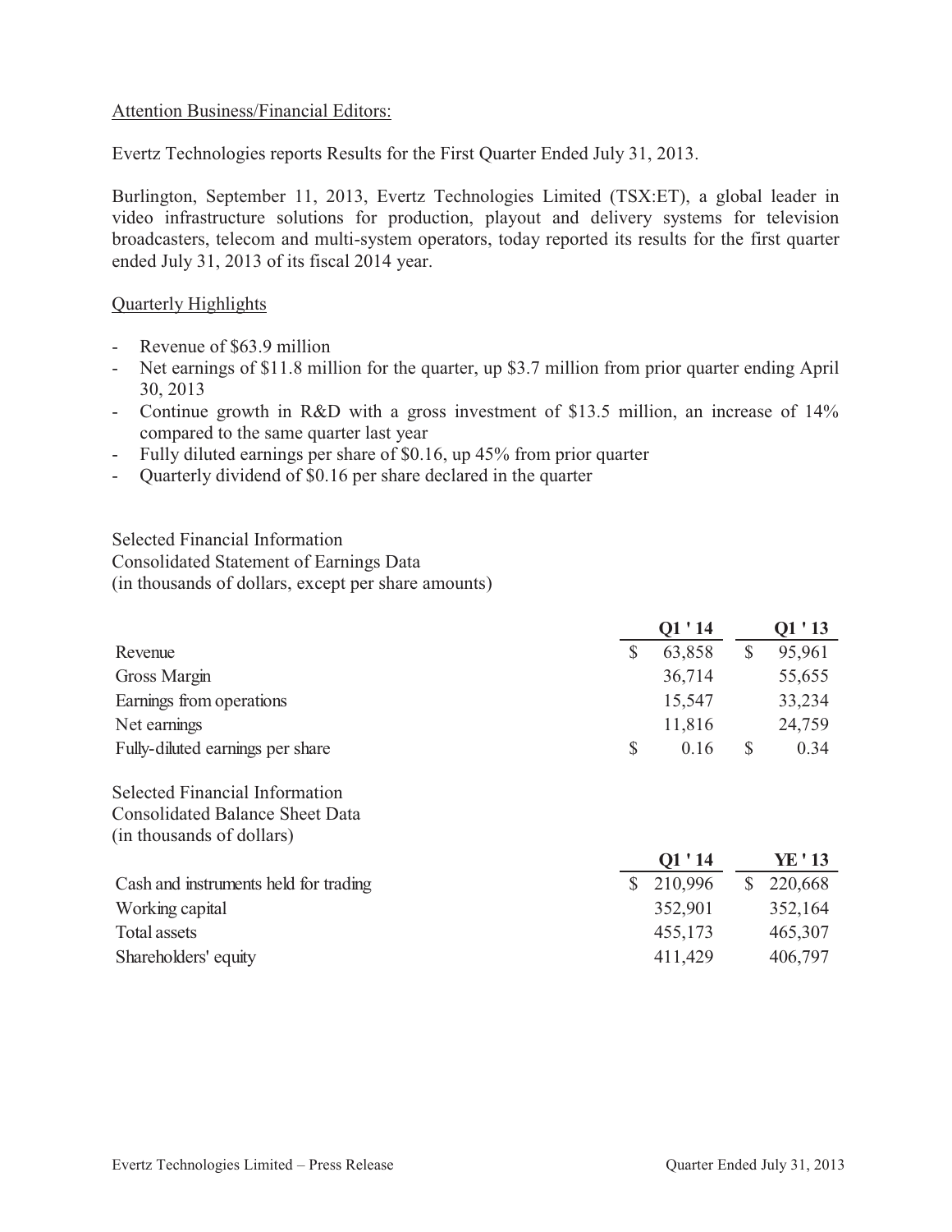Attention Business/Financial Editors:

Evertz Technologies reports Results for the First Quarter Ended July 31, 2013.

Burlington, September 11, 2013, Evertz Technologies Limited (TSX:ET), a global leader in video infrastructure solutions for production, playout and delivery systems for television broadcasters, telecom and multi-system operators, today reported its results for the first quarter ended July 31, 2013 of its fiscal 2014 year.

Quarterly Highlights

- Revenue of $63.9 million
- Net earnings of $11.8 million for the quarter, up $3.7 million from prior quarter ending April 30, 2013
- Continue growth in R&D with a gross investment of $13.5 million, an increase of 14% compared to the same quarter last year
- Fully diluted earnings per share of $0.16, up 45% from prior quarter
- Quarterly dividend of $0.16 per share declared in the quarter

Selected Financial Information
Consolidated Statement of Earnings Data
(in thousands of dollars, except per share amounts)

| | Q1 ' 14 | Q1 ' 13 |
|---|---|---|
| Revenue | $ 63,858 | $ 95,961 |
| Gross Margin | 36,714 | 55,655 |
| Earnings from operations | 15,547 | 33,234 |
| Net earnings | 11,816 | 24,759 |
| Fully-diluted earnings per share | $ 0.16 | $ 0.34 |

Selected Financial Information
Consolidated Balance Sheet Data
(in thousands of dollars)

| | Q1 ' 14 | YE ' 13 |
|---|---|---|
| Cash and instruments held for trading | $ 210,996 | $ 220,668 |
| Working capital | 352,901 | 352,164 |
| Total assets | 455,173 | 465,307 |
| Shareholders' equity | 411,429 | 406,797 |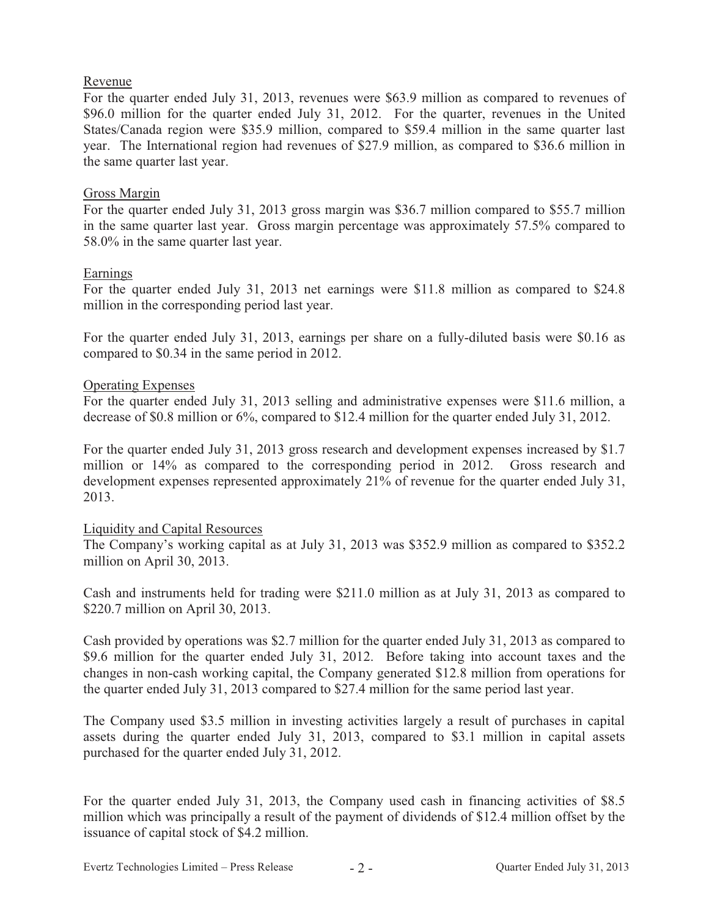<u>Revenue</u>

For the quarter ended July 31, 2013, revenues were $63.9 million as compared to revenues of $96.0 million for the quarter ended July 31, 2012. For the quarter, revenues in the United States/Canada region were $35.9 million, compared to $59.4 million in the same quarter last year. The International region had revenues of $27.9 million, as compared to $36.6 million in the same quarter last year.

<u>Gross Margin</u>

For the quarter ended July 31, 2013 gross margin was $36.7 million compared to $55.7 million in the same quarter last year. Gross margin percentage was approximately 57.5% compared to 58.0% in the same quarter last year.

<u>Earnings</u>

For the quarter ended July 31, 2013 net earnings were $11.8 million as compared to $24.8 million in the corresponding period last year.

For the quarter ended July 31, 2013, earnings per share on a fully-diluted basis were $0.16 as compared to $0.34 in the same period in 2012.

<u>Operating Expenses</u>

For the quarter ended July 31, 2013 selling and administrative expenses were $11.6 million, a decrease of $0.8 million or 6%, compared to $12.4 million for the quarter ended July 31, 2012.

For the quarter ended July 31, 2013 gross research and development expenses increased by $1.7 million or 14% as compared to the corresponding period in 2012. Gross research and development expenses represented approximately 21% of revenue for the quarter ended July 31, 2013.

<u>Liquidity and Capital Resources</u>

The Company's working capital as at July 31, 2013 was $352.9 million as compared to $352.2 million on April 30, 2013.

Cash and instruments held for trading were $211.0 million as at July 31, 2013 as compared to $220.7 million on April 30, 2013.

Cash provided by operations was $2.7 million for the quarter ended July 31, 2013 as compared to $9.6 million for the quarter ended July 31, 2012. Before taking into account taxes and the changes in non-cash working capital, the Company generated $12.8 million from operations for the quarter ended July 31, 2013 compared to $27.4 million for the same period last year.

The Company used $3.5 million in investing activities largely a result of purchases in capital assets during the quarter ended July 31, 2013, compared to $3.1 million in capital assets purchased for the quarter ended July 31, 2012.

For the quarter ended July 31, 2013, the Company used cash in financing activities of $8.5 million which was principally a result of the payment of dividends of $12.4 million offset by the issuance of capital stock of $4.2 million.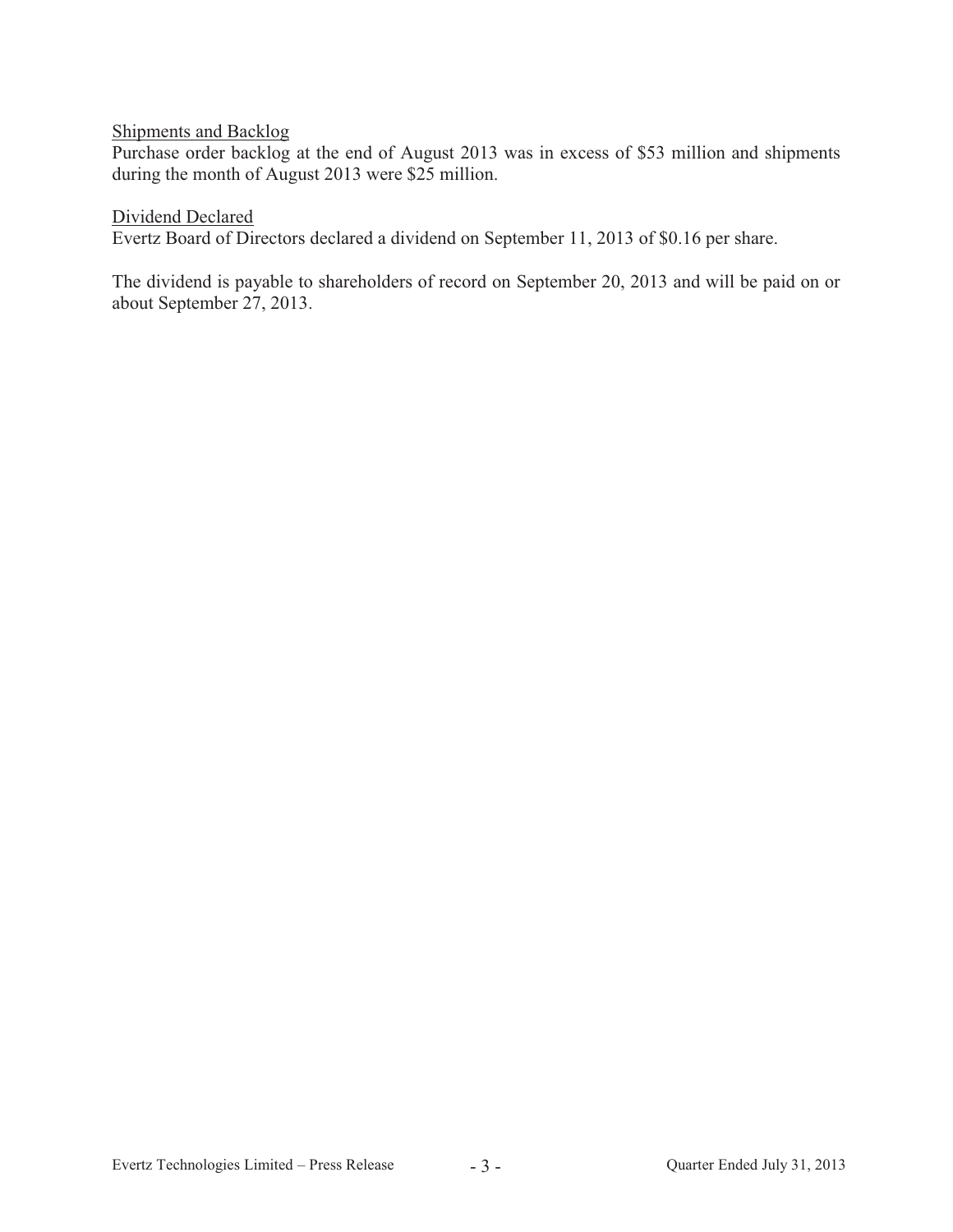<u>Shipments and Backlog</u>

Purchase order backlog at the end of August 2013 was in excess of $53 million and shipments during the month of August 2013 were $25 million.

<u>Dividend Declared</u>

Evertz Board of Directors declared a dividend on September 11, 2013 of $0.16 per share.

The dividend is payable to shareholders of record on September 20, 2013 and will be paid on or about September 27, 2013.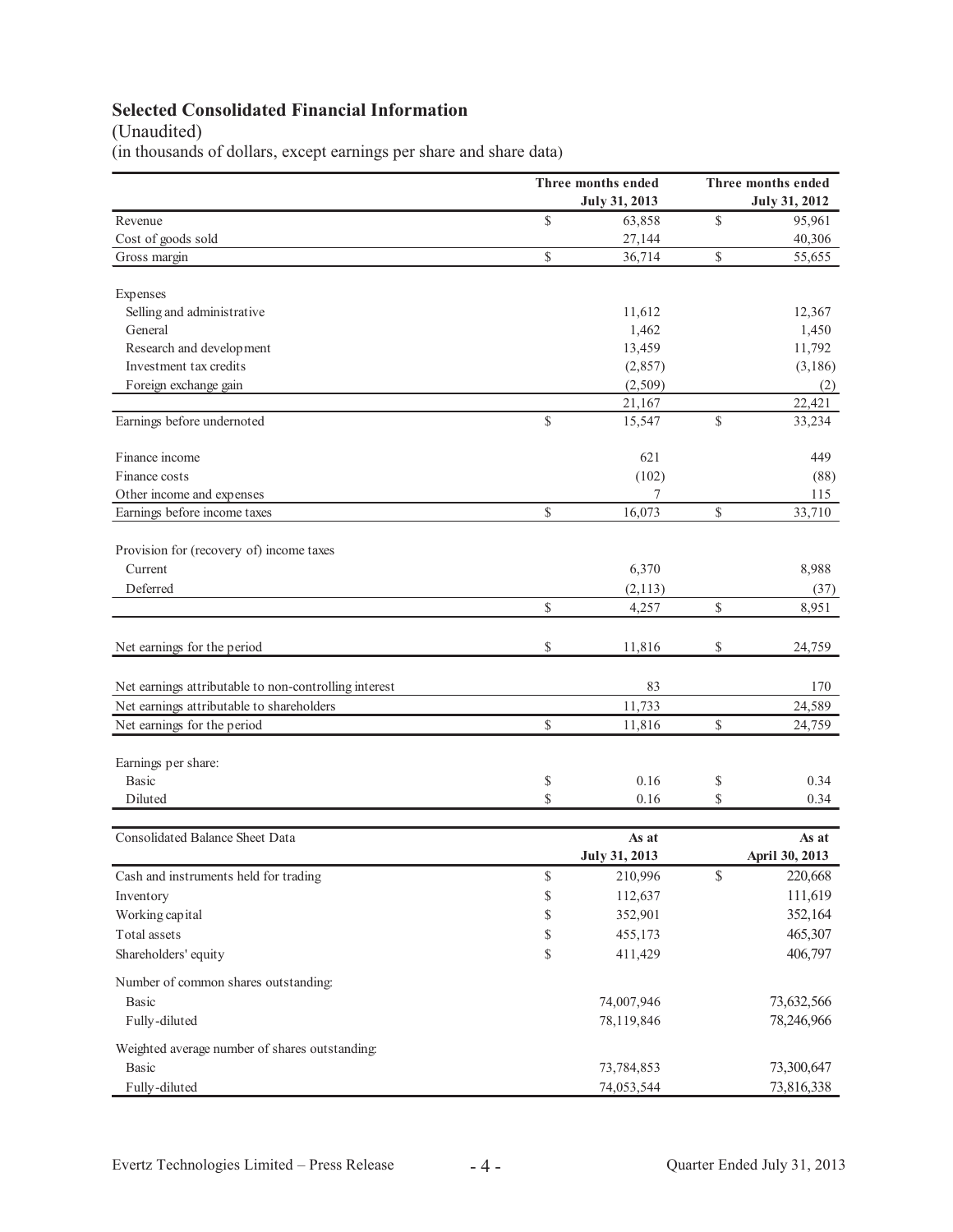## Selected Consolidated Financial Information

(Unaudited)

(in thousands of dollars, except earnings per share and share data)

| | Three months ended July 31, 2013 | Three months ended July 31, 2012 |
|---|---|---|
| Revenue | $ 63,858 | $ 95,961 |
| Cost of goods sold | 27,144 | 40,306 |
| Gross margin | $ 36,714 | $ 55,655 |
| | | |
| Expenses | | |
| Selling and administrative | 11,612 | 12,367 |
| General | 1,462 | 1,450 |
| Research and development | 13,459 | 11,792 |
| Investment tax credits | (2,857) | (3,186) |
| Foreign exchange gain | (2,509) | (2) |
| | 21,167 | 22,421 |
| Earnings before undernoted | $ 15,547 | $ 33,234 |
| | | |
| Finance income | 621 | 449 |
| Finance costs | (102) | (88) |
| Other income and expenses | 7 | 115 |
| Earnings before income taxes | $ 16,073 | $ 33,710 |
| | | |
| Provision for (recovery of) income taxes | | |
| Current | 6,370 | 8,988 |
| Deferred | (2,113) | (37) |
| | $ 4,257 | $ 8,951 |
| | | |
| Net earnings for the period | $ 11,816 | $ 24,759 |
| | | |
| Net earnings attributable to non-controlling interest | 83 | 170 |
| Net earnings attributable to shareholders | 11,733 | 24,589 |
| Net earnings for the period | $ 11,816 | $ 24,759 |
| | | |
| Earnings per share: | | |
| Basic | $ 0.16 | $ 0.34 |
| Diluted | $ 0.16 | $ 0.34 |

| Consolidated Balance Sheet Data | As at July 31, 2013 | As at April 30, 2013 |
|---|---|---|
| Cash and instruments held for trading | $ 210,996 | $ 220,668 |
| Inventory | $ 112,637 | 111,619 |
| Working capital | $ 352,901 | 352,164 |
| Total assets | $ 455,173 | 465,307 |
| Shareholders' equity | $ 411,429 | 406,797 |
| Number of common shares outstanding: | | |
| Basic | 74,007,946 | 73,632,566 |
| Fully-diluted | 78,119,846 | 78,246,966 |
| Weighted average number of shares outstanding: | | |
| Basic | 73,784,853 | 73,300,647 |
| Fully-diluted | 74,053,544 | 73,816,338 |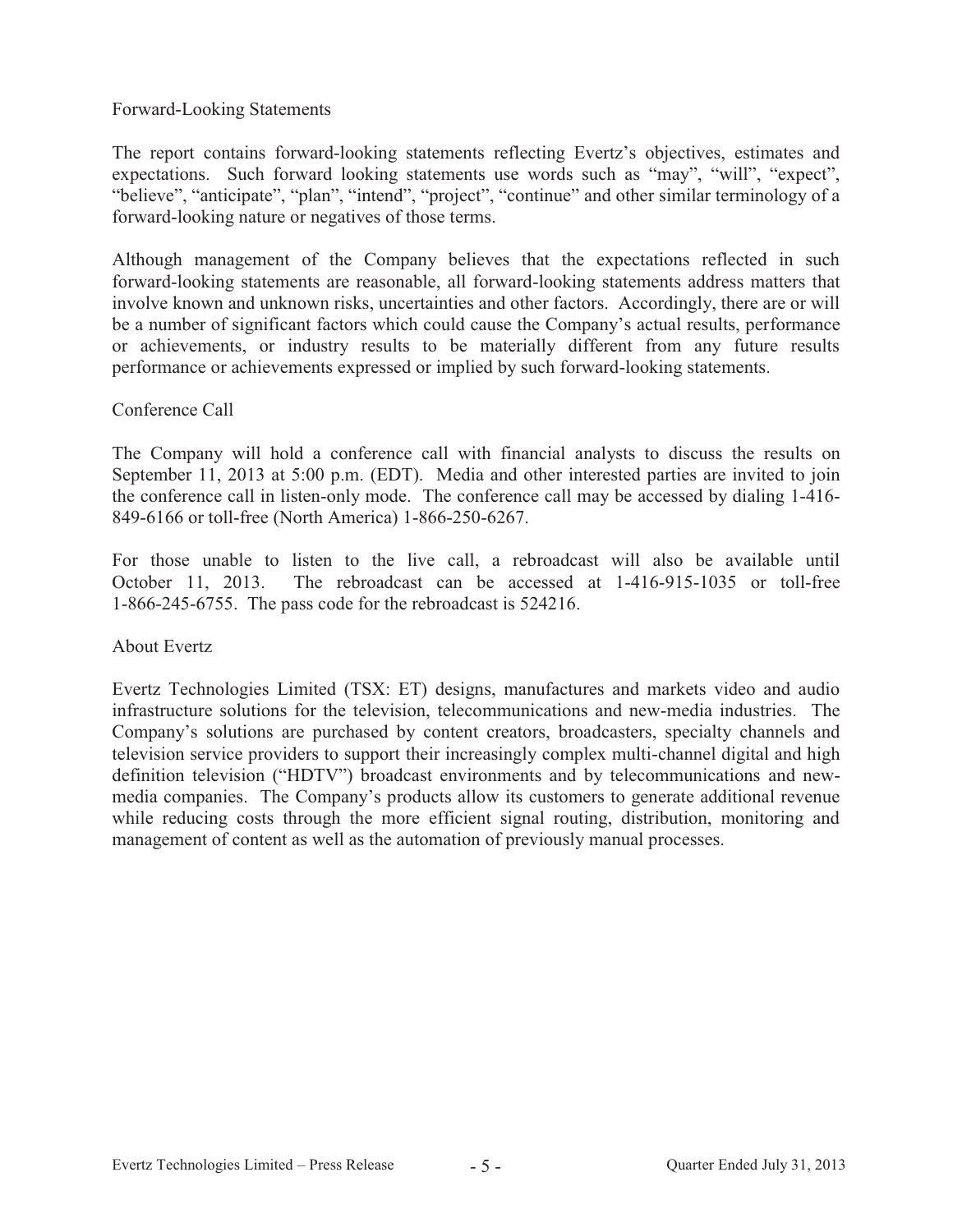## Forward-Looking Statements

The report contains forward-looking statements reflecting Evertz's objectives, estimates and expectations. Such forward looking statements use words such as "may", "will", "expect", "believe", "anticipate", "plan", "intend", "project", "continue" and other similar terminology of a forward-looking nature or negatives of those terms.

Although management of the Company believes that the expectations reflected in such forward-looking statements are reasonable, all forward-looking statements address matters that involve known and unknown risks, uncertainties and other factors. Accordingly, there are or will be a number of significant factors which could cause the Company's actual results, performance or achievements, or industry results to be materially different from any future results performance or achievements expressed or implied by such forward-looking statements.

## Conference Call

The Company will hold a conference call with financial analysts to discuss the results on September 11, 2013 at 5:00 p.m. (EDT). Media and other interested parties are invited to join the conference call in listen-only mode. The conference call may be accessed by dialing 1-416-849-6166 or toll-free (North America) 1-866-250-6267.

For those unable to listen to the live call, a rebroadcast will also be available until October 11, 2013. The rebroadcast can be accessed at 1-416-915-1035 or toll-free 1-866-245-6755. The pass code for the rebroadcast is 524216.

## About Evertz

Evertz Technologies Limited (TSX: ET) designs, manufactures and markets video and audio infrastructure solutions for the television, telecommunications and new-media industries. The Company's solutions are purchased by content creators, broadcasters, specialty channels and television service providers to support their increasingly complex multi-channel digital and high definition television ("HDTV") broadcast environments and by telecommunications and new-media companies. The Company's products allow its customers to generate additional revenue while reducing costs through the more efficient signal routing, distribution, monitoring and management of content as well as the automation of previously manual processes.